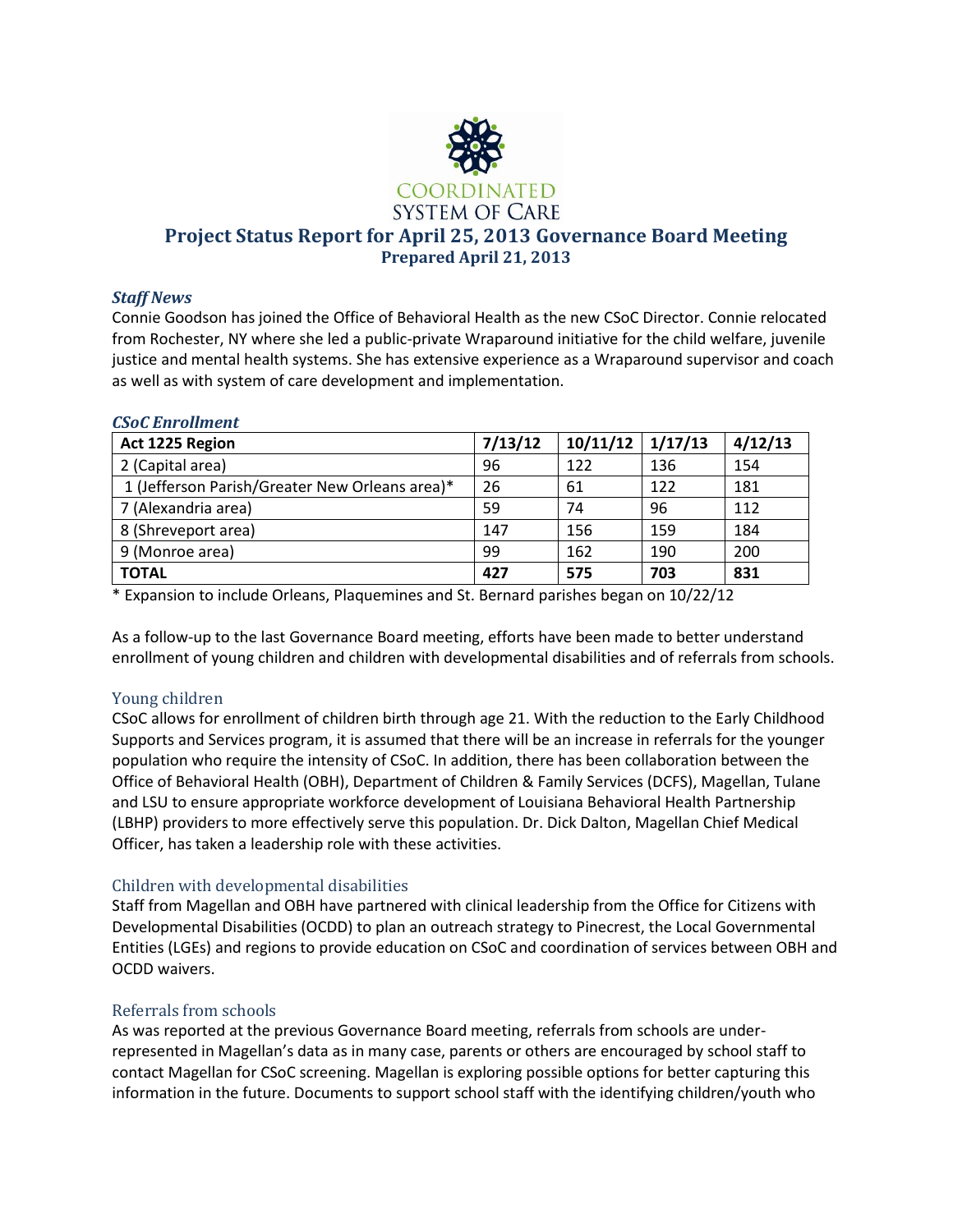COORDINATED SYSTEM OF CARE

# Project Status Report for April 25, 2013 Governance Board Meeting

**Prepared April 21, 2013**

### *Staff News*

Connie Goodson has joined the Office of Behavioral Health as the new CSoC Director. Connie relocated from Rochester, NY where she led a public-private Wraparound initiative for the child welfare, juvenile justice and mental health systems. She has extensive experience as a Wraparound supervisor and coach as well as with system of care development and implementation.

### *CSoC Enrollment*

| Act 1225 Region | 7/13/12 | 10/11/12 | 1/17/13 | 4/12/13 |
|---|---|---|---|---|
| 2 (Capital area) | 96 | 122 | 136 | 154 |
| 1 (Jefferson Parish/Greater New Orleans area)* | 26 | 61 | 122 | 181 |
| 7 (Alexandria area) | 59 | 74 | 96 | 112 |
| 8 (Shreveport area) | 147 | 156 | 159 | 184 |
| 9 (Monroe area) | 99 | 162 | 190 | 200 |
| **TOTAL** | **427** | **575** | **703** | **831** |

* Expansion to include Orleans, Plaquemines and St. Bernard parishes began on 10/22/12

As a follow-up to the last Governance Board meeting, efforts have been made to better understand enrollment of young children and children with developmental disabilities and of referrals from schools.

#### Young children

CSoC allows for enrollment of children birth through age 21. With the reduction to the Early Childhood Supports and Services program, it is assumed that there will be an increase in referrals for the younger population who require the intensity of CSoC. In addition, there has been collaboration between the Office of Behavioral Health (OBH), Department of Children & Family Services (DCFS), Magellan, Tulane and LSU to ensure appropriate workforce development of Louisiana Behavioral Health Partnership (LBHP) providers to more effectively serve this population. Dr. Dick Dalton, Magellan Chief Medical Officer, has taken a leadership role with these activities.

#### Children with developmental disabilities

Staff from Magellan and OBH have partnered with clinical leadership from the Office for Citizens with Developmental Disabilities (OCDD) to plan an outreach strategy to Pinecrest, the Local Governmental Entities (LGEs) and regions to provide education on CSoC and coordination of services between OBH and OCDD waivers.

#### Referrals from schools

As was reported at the previous Governance Board meeting, referrals from schools are under-represented in Magellan's data as in many case, parents or others are encouraged by school staff to contact Magellan for CSoC screening. Magellan is exploring possible options for better capturing this information in the future. Documents to support school staff with the identifying children/youth who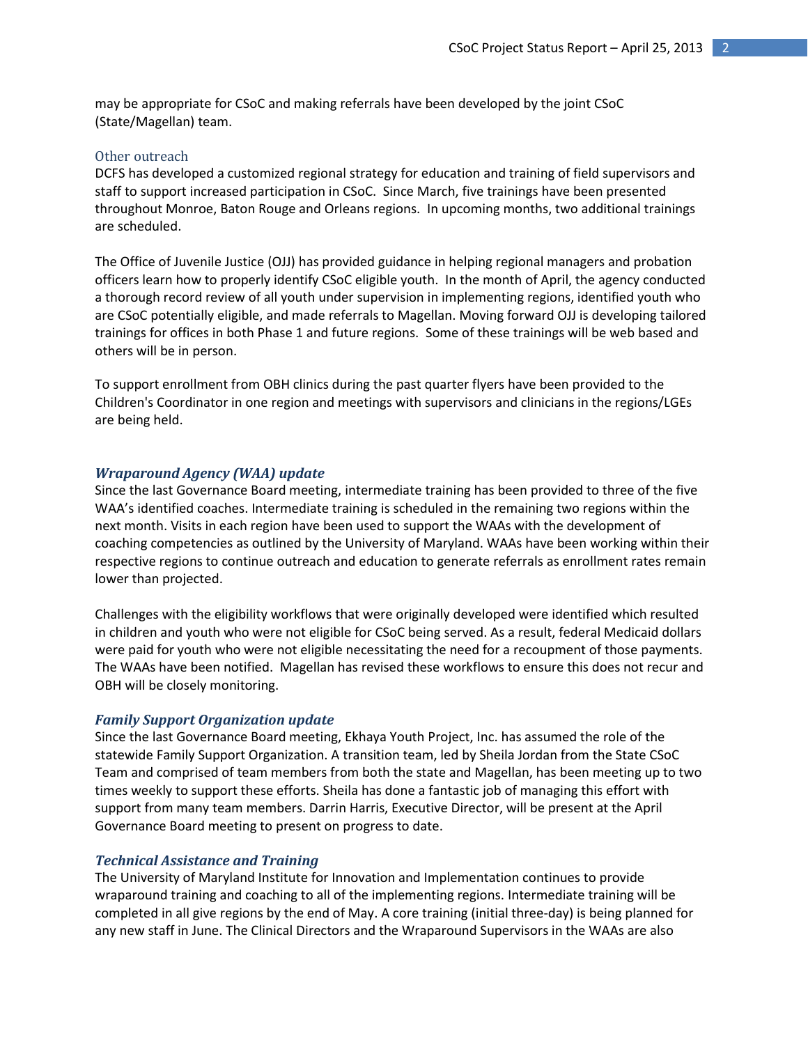may be appropriate for CSoC and making referrals have been developed by the joint CSoC (State/Magellan) team.

### Other outreach

DCFS has developed a customized regional strategy for education and training of field supervisors and staff to support increased participation in CSoC. Since March, five trainings have been presented throughout Monroe, Baton Rouge and Orleans regions. In upcoming months, two additional trainings are scheduled.

The Office of Juvenile Justice (OJJ) has provided guidance in helping regional managers and probation officers learn how to properly identify CSoC eligible youth. In the month of April, the agency conducted a thorough record review of all youth under supervision in implementing regions, identified youth who are CSoC potentially eligible, and made referrals to Magellan. Moving forward OJJ is developing tailored trainings for offices in both Phase 1 and future regions. Some of these trainings will be web based and others will be in person.

To support enrollment from OBH clinics during the past quarter flyers have been provided to the Children's Coordinator in one region and meetings with supervisors and clinicians in the regions/LGEs are being held.

## *Wraparound Agency (WAA) update*

Since the last Governance Board meeting, intermediate training has been provided to three of the five WAA's identified coaches. Intermediate training is scheduled in the remaining two regions within the next month. Visits in each region have been used to support the WAAs with the development of coaching competencies as outlined by the University of Maryland. WAAs have been working within their respective regions to continue outreach and education to generate referrals as enrollment rates remain lower than projected.

Challenges with the eligibility workflows that were originally developed were identified which resulted in children and youth who were not eligible for CSoC being served. As a result, federal Medicaid dollars were paid for youth who were not eligible necessitating the need for a recoupment of those payments. The WAAs have been notified. Magellan has revised these workflows to ensure this does not recur and OBH will be closely monitoring.

## *Family Support Organization update*

Since the last Governance Board meeting, Ekhaya Youth Project, Inc. has assumed the role of the statewide Family Support Organization. A transition team, led by Sheila Jordan from the State CSoC Team and comprised of team members from both the state and Magellan, has been meeting up to two times weekly to support these efforts. Sheila has done a fantastic job of managing this effort with support from many team members. Darrin Harris, Executive Director, will be present at the April Governance Board meeting to present on progress to date.

## *Technical Assistance and Training*

The University of Maryland Institute for Innovation and Implementation continues to provide wraparound training and coaching to all of the implementing regions. Intermediate training will be completed in all give regions by the end of May. A core training (initial three-day) is being planned for any new staff in June. The Clinical Directors and the Wraparound Supervisors in the WAAs are also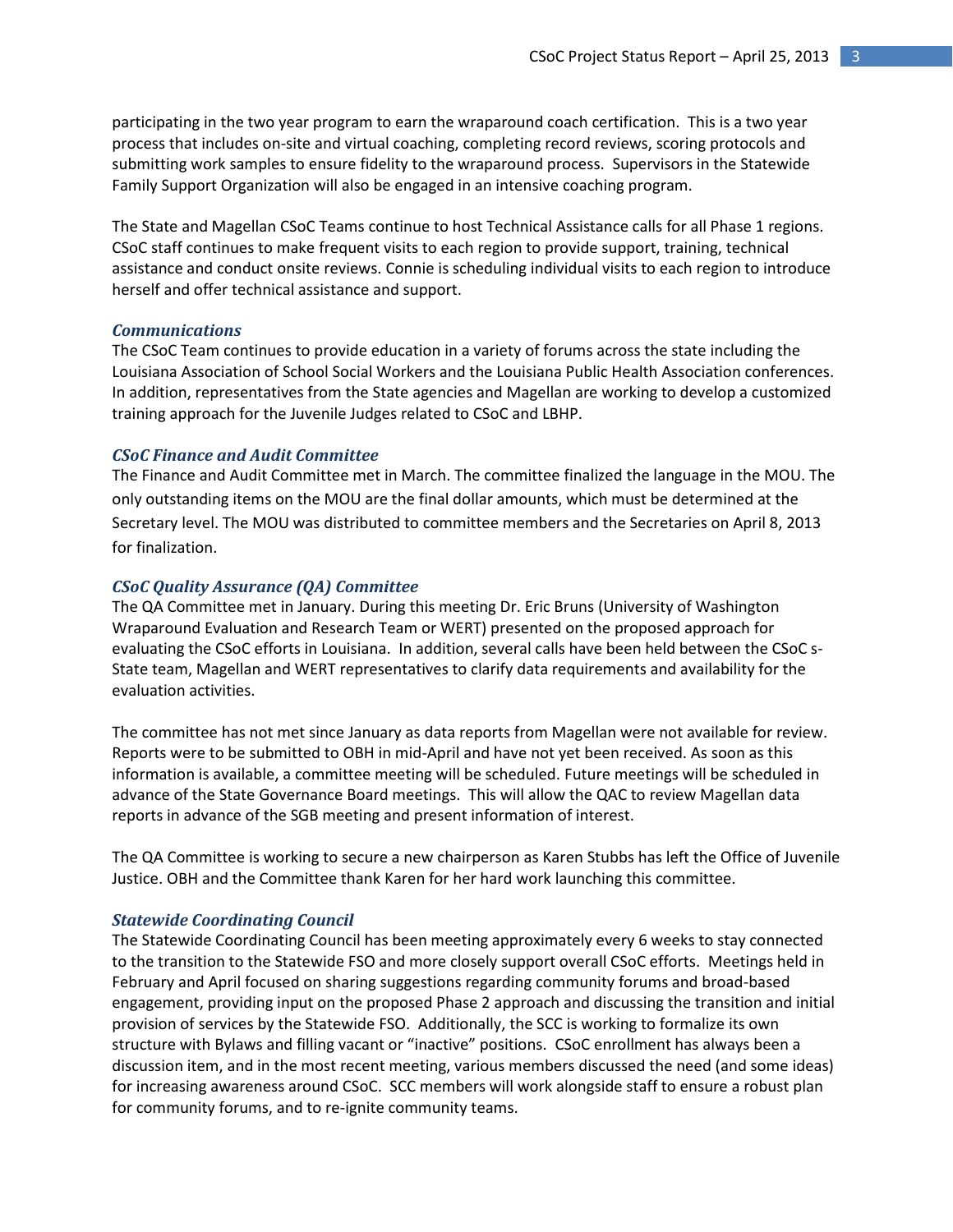participating in the two year program to earn the wraparound coach certification. This is a two year process that includes on-site and virtual coaching, completing record reviews, scoring protocols and submitting work samples to ensure fidelity to the wraparound process. Supervisors in the Statewide Family Support Organization will also be engaged in an intensive coaching program.

The State and Magellan CSoC Teams continue to host Technical Assistance calls for all Phase 1 regions. CSoC staff continues to make frequent visits to each region to provide support, training, technical assistance and conduct onsite reviews. Connie is scheduling individual visits to each region to introduce herself and offer technical assistance and support.

### *Communications*

The CSoC Team continues to provide education in a variety of forums across the state including the Louisiana Association of School Social Workers and the Louisiana Public Health Association conferences. In addition, representatives from the State agencies and Magellan are working to develop a customized training approach for the Juvenile Judges related to CSoC and LBHP.

### *CSoC Finance and Audit Committee*

The Finance and Audit Committee met in March. The committee finalized the language in the MOU. The only outstanding items on the MOU are the final dollar amounts, which must be determined at the Secretary level. The MOU was distributed to committee members and the Secretaries on April 8, 2013 for finalization.

### *CSoC Quality Assurance (QA) Committee*

The QA Committee met in January. During this meeting Dr. Eric Bruns (University of Washington Wraparound Evaluation and Research Team or WERT) presented on the proposed approach for evaluating the CSoC efforts in Louisiana. In addition, several calls have been held between the CSoC s-State team, Magellan and WERT representatives to clarify data requirements and availability for the evaluation activities.

The committee has not met since January as data reports from Magellan were not available for review. Reports were to be submitted to OBH in mid-April and have not yet been received. As soon as this information is available, a committee meeting will be scheduled. Future meetings will be scheduled in advance of the State Governance Board meetings. This will allow the QAC to review Magellan data reports in advance of the SGB meeting and present information of interest.

The QA Committee is working to secure a new chairperson as Karen Stubbs has left the Office of Juvenile Justice. OBH and the Committee thank Karen for her hard work launching this committee.

### *Statewide Coordinating Council*

The Statewide Coordinating Council has been meeting approximately every 6 weeks to stay connected to the transition to the Statewide FSO and more closely support overall CSoC efforts. Meetings held in February and April focused on sharing suggestions regarding community forums and broad-based engagement, providing input on the proposed Phase 2 approach and discussing the transition and initial provision of services by the Statewide FSO. Additionally, the SCC is working to formalize its own structure with Bylaws and filling vacant or "inactive" positions. CSoC enrollment has always been a discussion item, and in the most recent meeting, various members discussed the need (and some ideas) for increasing awareness around CSoC. SCC members will work alongside staff to ensure a robust plan for community forums, and to re-ignite community teams.